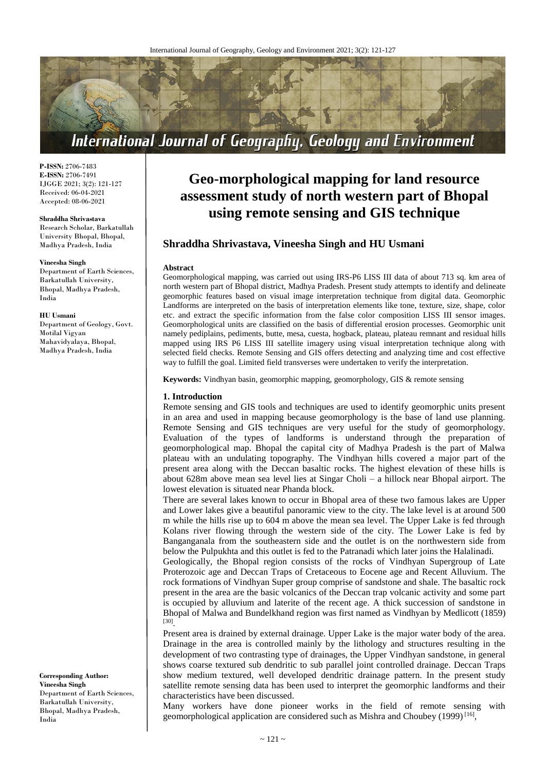P-ISSN: 2706-7483
E-ISSN: 2706-7491
IJGGE 2021; 3(2): 121-127
Received: 06-04-2021
Accepted: 08-06-2021

**Shraddha Shrivastava**
Research Scholar, Barkatullah University Bhopal, Bhopal, Madhya Pradesh, India

**Vineesha Singh**
Department of Earth Sciences, Barkatullah University, Bhopal, Madhya Pradesh, India

**HU Usmani**
Department of Geology, Govt. Motilal Vigyan Mahavidyalaya, Bhopal, Madhya Pradesh, India

**Corresponding Author:**
**Vineesha Singh**
Department of Earth Sciences, Barkatullah University, Bhopal, Madhya Pradesh, India

# Geo-morphological mapping for land resource assessment study of north western part of Bhopal using remote sensing and GIS technique

## Shraddha Shrivastava, Vineesha Singh and HU Usmani

**Abstract**

Geomorphological mapping, was carried out using IRS-P6 LISS III data of about 713 sq. km area of north western part of Bhopal district, Madhya Pradesh. Present study attempts to identify and delineate geomorphic features based on visual image interpretation technique from digital data. Geomorphic Landforms are interpreted on the basis of interpretation elements like tone, texture, size, shape, color etc. and extract the specific information from the false color composition LISS III sensor images. Geomorphological units are classified on the basis of differential erosion processes. Geomorphic unit namely pediplains, pediments, butte, mesa, cuesta, hogback, plateau, plateau remnant and residual hills mapped using IRS P6 LISS III satellite imagery using visual interpretation technique along with selected field checks. Remote Sensing and GIS offers detecting and analyzing time and cost effective way to fulfill the goal. Limited field transverses were undertaken to verify the interpretation.

**Keywords:** Vindhyan basin, geomorphic mapping, geomorphology, GIS & remote sensing

### 1. Introduction

Remote sensing and GIS tools and techniques are used to identify geomorphic units present in an area and used in mapping because geomorphology is the base of land use planning. Remote Sensing and GIS techniques are very useful for the study of geomorphology. Evaluation of the types of landforms is understand through the preparation of geomorphological map. Bhopal the capital city of Madhya Pradesh is the part of Malwa plateau with an undulating topography. The Vindhyan hills covered a major part of the present area along with the Deccan basaltic rocks. The highest elevation of these hills is about 628m above mean sea level lies at Singar Choli – a hillock near Bhopal airport. The lowest elevation is situated near Phanda block.

There are several lakes known to occur in Bhopal area of these two famous lakes are Upper and Lower lakes give a beautiful panoramic view to the city. The lake level is at around 500 m while the hills rise up to 604 m above the mean sea level. The Upper Lake is fed through Kolans river flowing through the western side of the city. The Lower Lake is fed by Banganganala from the southeastern side and the outlet is on the northwestern side from below the Pulpukhta and this outlet is fed to the Patranadi which later joins the Halalinadi.

Geologically, the Bhopal region consists of the rocks of Vindhyan Supergroup of Late Proterozoic age and Deccan Traps of Cretaceous to Eocene age and Recent Alluvium. The rock formations of Vindhyan Super group comprise of sandstone and shale. The basaltic rock present in the area are the basic volcanics of the Deccan trap volcanic activity and some part is occupied by alluvium and laterite of the recent age. A thick succession of sandstone in Bhopal of Malwa and Bundelkhand region was first named as Vindhyan by Medlicott (1859) [30].

Present area is drained by external drainage. Upper Lake is the major water body of the area. Drainage in the area is controlled mainly by the lithology and structures resulting in the development of two contrasting type of drainages, the Upper Vindhyan sandstone, in general shows coarse textured sub dendritic to sub parallel joint controlled drainage. Deccan Traps show medium textured, well developed dendritic drainage pattern. In the present study satellite remote sensing data has been used to interpret the geomorphic landforms and their characteristics have been discussed.

Many workers have done pioneer works in the field of remote sensing with geomorphological application are considered such as Mishra and Choubey (1999) [16],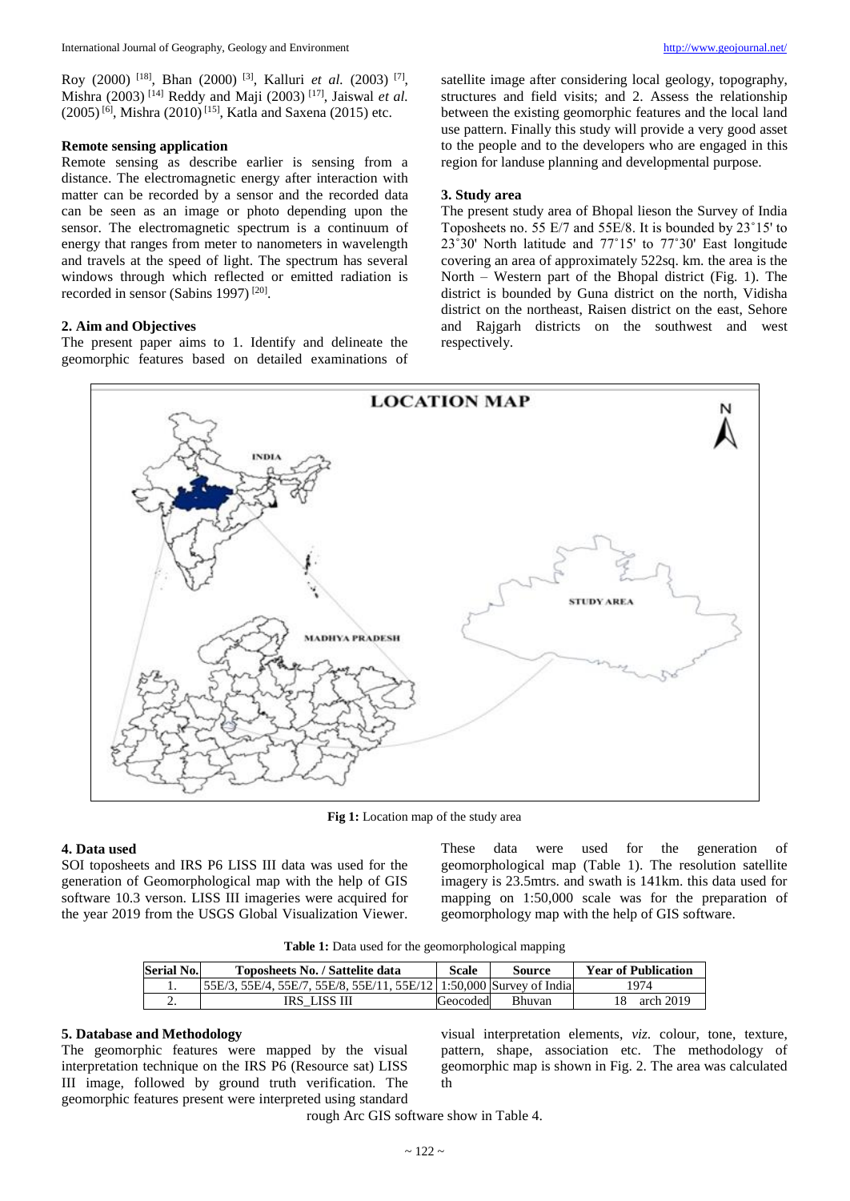Roy (2000) [18], Bhan (2000) [3], Kalluri *et al.* (2003) [7], Mishra (2003) [14] Reddy and Maji (2003) [17], Jaiswal *et al.* (2005) [6], Mishra (2010) [15], Katla and Saxena (2015) etc.

**Remote sensing application**

Remote sensing as describe earlier is sensing from a distance. The electromagnetic energy after interaction with matter can be recorded by a sensor and the recorded data can be seen as an image or photo depending upon the sensor. The electromagnetic spectrum is a continuum of energy that ranges from meter to nanometers in wavelength and travels at the speed of light. The spectrum has several windows through which reflected or emitted radiation is recorded in sensor (Sabins 1997) [20].

**2. Aim and Objectives**

The present paper aims to 1. Identify and delineate the geomorphic features based on detailed examinations of satellite image after considering local geology, topography, structures and field visits; and 2. Assess the relationship between the existing geomorphic features and the local land use pattern. Finally this study will provide a very good asset to the people and to the developers who are engaged in this region for landuse planning and developmental purpose.

**3. Study area**

The present study area of Bhopal lieson the Survey of India Toposheets no. 55 E/7 and 55E/8. It is bounded by 23˚15' to 23˚30' North latitude and 77˚15' to 77˚30' East longitude covering an area of approximately 522sq. km. the area is the North – Western part of the Bhopal district (Fig. 1). The district is bounded by Guna district on the north, Vidisha district on the northeast, Raisen district on the east, Sehore and Rajgarh districts on the southwest and west respectively.

**Fig 1:** Location map of the study area

**4. Data used**

SOI toposheets and IRS P6 LISS III data was used for the generation of Geomorphological map with the help of GIS software 10.3 verson. LISS III imageries were acquired for the year 2019 from the USGS Global Visualization Viewer. These data were used for the generation of geomorphological map (Table 1). The resolution satellite imagery is 23.5mtrs. and swath is 141km. this data used for mapping on 1:50,000 scale was for the preparation of geomorphology map with the help of GIS software.

**Table 1:** Data used for the geomorphological mapping

| Serial No. | Toposheets No. / Sattelite data | Scale | Source | Year of Publication |
|---|---|---|---|---|
| 1. | 55E/3, 55E/4, 55E/7, 55E/8, 55E/11, 55E/12 | 1:50,000 | Survey of India | 1974 |
| 2. | IRS_LISS III | Geocoded | Bhuvan | 18 arch 2019 |

**5. Database and Methodology**

The geomorphic features were mapped by the visual interpretation technique on the IRS P6 (Resource sat) LISS III image, followed by ground truth verification. The geomorphic features present were interpreted using standard visual interpretation elements, *viz.* colour, tone, texture, pattern, shape, association etc. The methodology of geomorphic map is shown in Fig. 2. The area was calculated through Arc GIS software show in Table 4.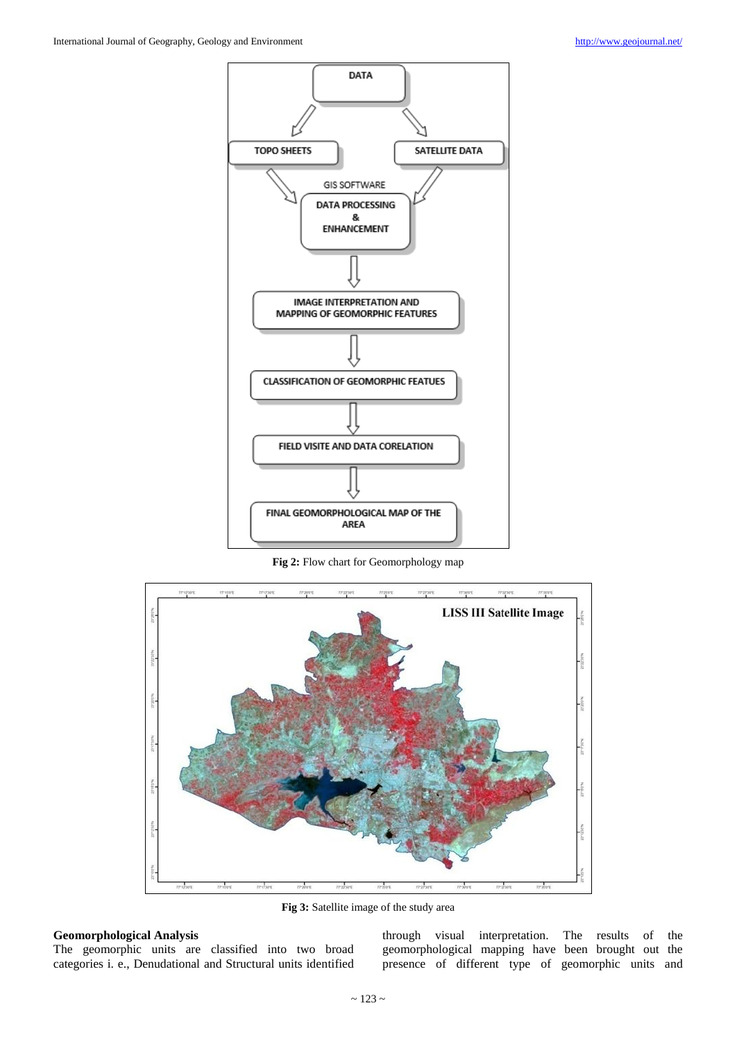**Fig 2:** Flow chart for Geomorphology map

**Fig 3:** Satellite image of the study area

**Geomorphological Analysis**

The geomorphic units are classified into two broad categories i. e., Denudational and Structural units identified through visual interpretation. The results of the geomorphological mapping have been brought out the presence of different type of geomorphic units and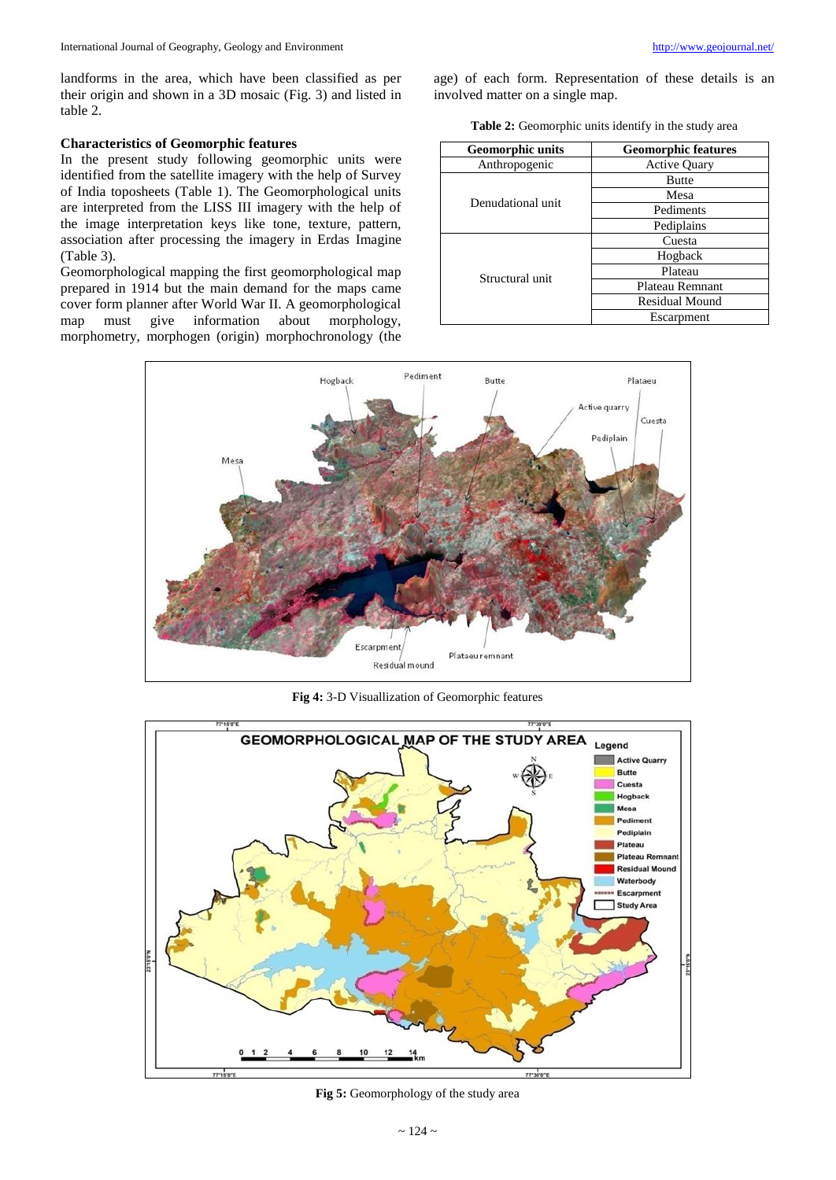landforms in the area, which have been classified as per their origin and shown in a 3D mosaic (Fig. 3) and listed in table 2.

### Characteristics of Geomorphic features

In the present study following geomorphic units were identified from the satellite imagery with the help of Survey of India toposheets (Table 1). The Geomorphological units are interpreted from the LISS III imagery with the help of the image interpretation keys like tone, texture, pattern, association after processing the imagery in Erdas Imagine (Table 3).

Geomorphological mapping the first geomorphological map prepared in 1914 but the main demand for the maps came cover form planner after World War II. A geomorphological map must give information about morphology, morphometry, morphogen (origin) morphochronology (the age) of each form. Representation of these details is an involved matter on a single map.

**Table 2:** Geomorphic units identify in the study area

| Geomorphic units | Geomorphic features |
|---|---|
| Anthropogenic | Active Quary |
| Denudational unit | Butte |
| | Mesa |
| | Pediments |
| | Pediplains |
| Structural unit | Cuesta |
| | Hogback |
| | Plateau |
| | Plateau Remnant |
| | Residual Mound |
| | Escarpment |

**Fig 4:** 3-D Visuallization of Geomorphic features

**Fig 5:** Geomorphology of the study area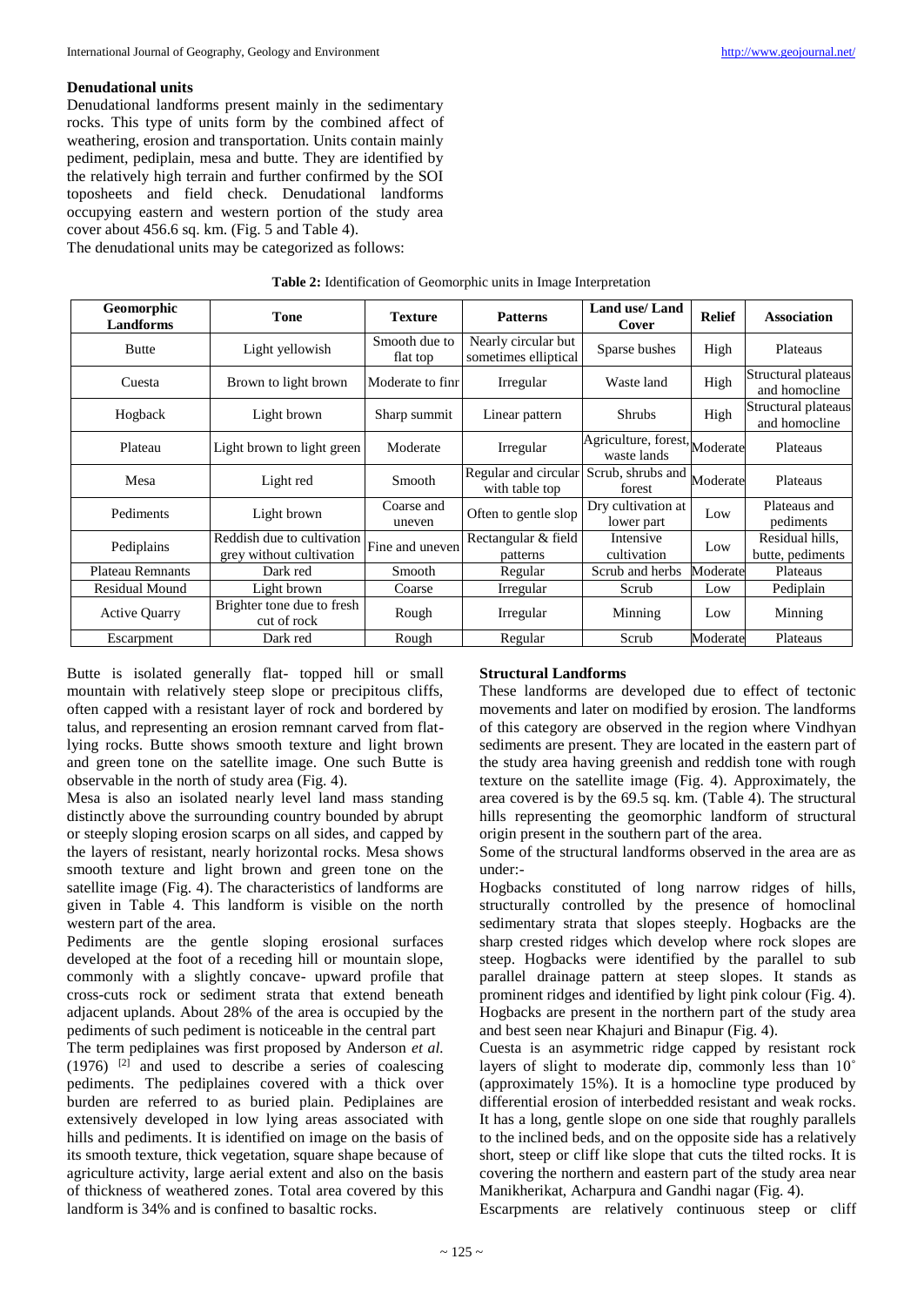### Denudational units

Denudational landforms present mainly in the sedimentary rocks. This type of units form by the combined affect of weathering, erosion and transportation. Units contain mainly pediment, pediplain, mesa and butte. They are identified by the relatively high terrain and further confirmed by the SOI toposheets and field check. Denudational landforms occupying eastern and western portion of the study area cover about 456.6 sq. km. (Fig. 5 and Table 4).

The denudational units may be categorized as follows:

**Table 2:** Identification of Geomorphic units in Image Interpretation

| Geomorphic Landforms | Tone | Texture | Patterns | Land use/ Land Cover | Relief | Association |
|---|---|---|---|---|---|---|
| Butte | Light yellowish | Smooth due to flat top | Nearly circular but sometimes elliptical | Sparse bushes | High | Plateaus |
| Cuesta | Brown to light brown | Moderate to finr | Irregular | Waste land | High | Structural plateaus and homocline |
| Hogback | Light brown | Sharp summit | Linear pattern | Shrubs | High | Structural plateaus and homocline |
| Plateau | Light brown to light green | Moderate | Irregular | Agriculture, forest, waste lands | Moderate | Plateaus |
| Mesa | Light red | Smooth | Regular and circular with table top | Scrub, shrubs and forest | Moderate | Plateaus |
| Pediments | Light brown | Coarse and uneven | Often to gentle slop | Dry cultivation at lower part | Low | Plateaus and pediments |
| Pediplains | Reddish due to cultivation grey without cultivation | Fine and uneven | Rectangular & field patterns | Intensive cultivation | Low | Residual hills, butte, pediments |
| Plateau Remnants | Dark red | Smooth | Regular | Scrub and herbs | Moderate | Plateaus |
| Residual Mound | Light brown | Coarse | Irregular | Scrub | Low | Pediplain |
| Active Quarry | Brighter tone due to fresh cut of rock | Rough | Irregular | Minning | Low | Minning |
| Escarpment | Dark red | Rough | Regular | Scrub | Moderate | Plateaus |

Butte is isolated generally flat- topped hill or small mountain with relatively steep slope or precipitous cliffs, often capped with a resistant layer of rock and bordered by talus, and representing an erosion remnant carved from flat-lying rocks. Butte shows smooth texture and light brown and green tone on the satellite image. One such Butte is observable in the north of study area (Fig. 4).

Mesa is also an isolated nearly level land mass standing distinctly above the surrounding country bounded by abrupt or steeply sloping erosion scarps on all sides, and capped by the layers of resistant, nearly horizontal rocks. Mesa shows smooth texture and light brown and green tone on the satellite image (Fig. 4). The characteristics of landforms are given in Table 4. This landform is visible on the north western part of the area.

Pediments are the gentle sloping erosional surfaces developed at the foot of a receding hill or mountain slope, commonly with a slightly concave- upward profile that cross-cuts rock or sediment strata that extend beneath adjacent uplands. About 28% of the area is occupied by the pediments of such pediment is noticeable in the central part

The term pediplaines was first proposed by Anderson *et al.* (1976) [2] and used to describe a series of coalescing pediments. The pediplaines covered with a thick over burden are referred to as buried plain. Pediplaines are extensively developed in low lying areas associated with hills and pediments. It is identified on image on the basis of its smooth texture, thick vegetation, square shape because of agriculture activity, large aerial extent and also on the basis of thickness of weathered zones. Total area covered by this landform is 34% and is confined to basaltic rocks.

### Structural Landforms

These landforms are developed due to effect of tectonic movements and later on modified by erosion. The landforms of this category are observed in the region where Vindhyan sediments are present. They are located in the eastern part of the study area having greenish and reddish tone with rough texture on the satellite image (Fig. 4). Approximately, the area covered is by the 69.5 sq. km. (Table 4). The structural hills representing the geomorphic landform of structural origin present in the southern part of the area.

Some of the structural landforms observed in the area are as under:-

Hogbacks constituted of long narrow ridges of hills, structurally controlled by the presence of homoclinal sedimentary strata that slopes steeply. Hogbacks are the sharp crested ridges which develop where rock slopes are steep. Hogbacks were identified by the parallel to sub parallel drainage pattern at steep slopes. It stands as prominent ridges and identified by light pink colour (Fig. 4). Hogbacks are present in the northern part of the study area and best seen near Khajuri and Binapur (Fig. 4).

Cuesta is an asymmetric ridge capped by resistant rock layers of slight to moderate dip, commonly less than 10˚ (approximately 15%). It is a homocline type produced by differential erosion of interbedded resistant and weak rocks. It has a long, gentle slope on one side that roughly parallels to the inclined beds, and on the opposite side has a relatively short, steep or cliff like slope that cuts the tilted rocks. It is covering the northern and eastern part of the study area near Manikherikat, Acharpura and Gandhi nagar (Fig. 4).

Escarpments are relatively continuous steep or cliff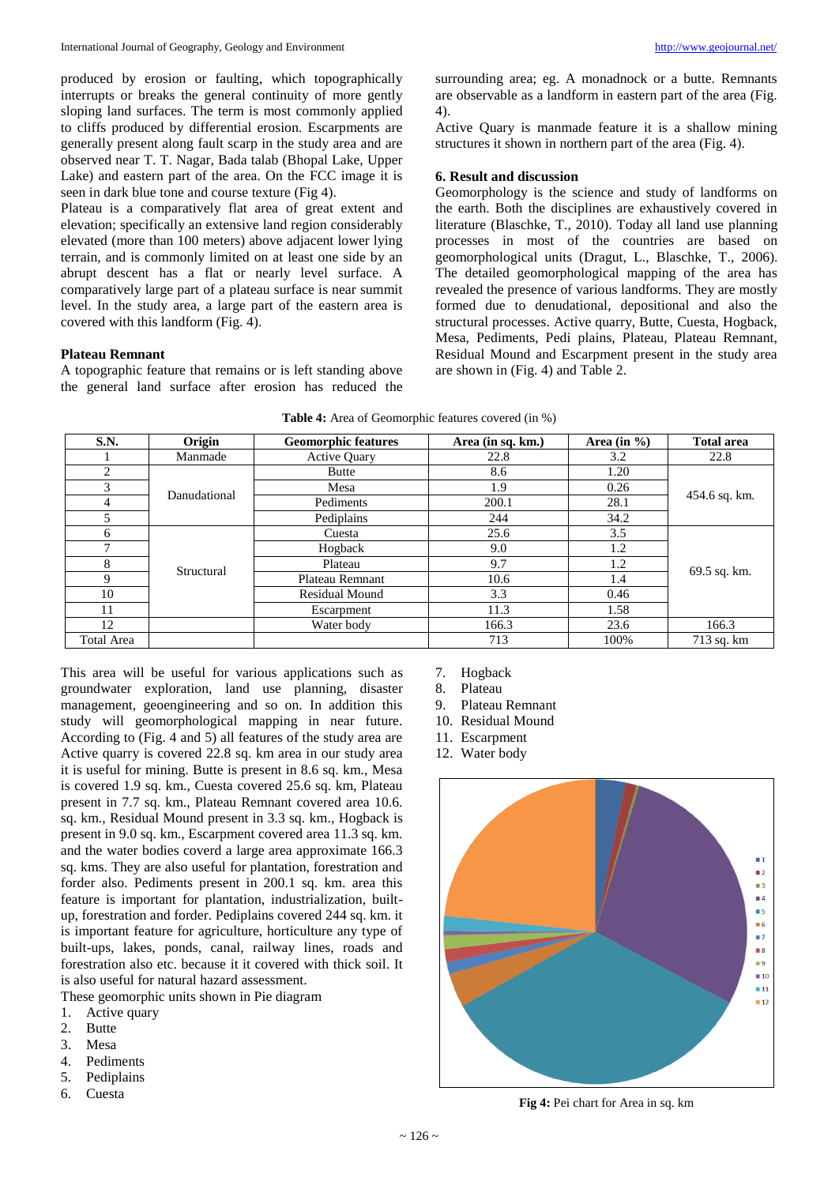produced by erosion or faulting, which topographically interrupts or breaks the general continuity of more gently sloping land surfaces. The term is most commonly applied to cliffs produced by differential erosion. Escarpments are generally present along fault scarp in the study area and are observed near T. T. Nagar, Bada talab (Bhopal Lake, Upper Lake) and eastern part of the area. On the FCC image it is seen in dark blue tone and course texture (Fig 4).

Plateau is a comparatively flat area of great extent and elevation; specifically an extensive land region considerably elevated (more than 100 meters) above adjacent lower lying terrain, and is commonly limited on at least one side by an abrupt descent has a flat or nearly level surface. A comparatively large part of a plateau surface is near summit level. In the study area, a large part of the eastern area is covered with this landform (Fig. 4).

**Plateau Remnant**

A topographic feature that remains or is left standing above the general land surface after erosion has reduced the surrounding area; eg. A monadnock or a butte. Remnants are observable as a landform in eastern part of the area (Fig. 4).

Active Quary is manmade feature it is a shallow mining structures it shown in northern part of the area (Fig. 4).

### 6. Result and discussion

Geomorphology is the science and study of landforms on the earth. Both the disciplines are exhaustively covered in literature (Blaschke, T., 2010). Today all land use planning processes in most of the countries are based on geomorphological units (Dragut, L., Blaschke, T., 2006). The detailed geomorphological mapping of the area has revealed the presence of various landforms. They are mostly formed due to denudational, depositional and also the structural processes. Active quarry, Butte, Cuesta, Hogback, Mesa, Pediments, Pedi plains, Plateau, Plateau Remnant, Residual Mound and Escarpment present in the study area are shown in (Fig. 4) and Table 2.

**Table 4:** Area of Geomorphic features covered (in %)

| S.N. | Origin | Geomorphic features | Area (in sq. km.) | Area (in %) | Total area |
|---|---|---|---|---|---|
| 1 | Manmade | Active Quary | 22.8 | 3.2 | 22.8 |
| 2 | Danudational | Butte | 8.6 | 1.20 | 454.6 sq. km. |
| 3 | | Mesa | 1.9 | 0.26 | |
| 4 | | Pediments | 200.1 | 28.1 | |
| 5 | | Pediplains | 244 | 34.2 | |
| 6 | Structural | Cuesta | 25.6 | 3.5 | 69.5 sq. km. |
| 7 | | Hogback | 9.0 | 1.2 | |
| 8 | | Plateau | 9.7 | 1.2 | |
| 9 | | Plateau Remnant | 10.6 | 1.4 | |
| 10 | | Residual Mound | 3.3 | 0.46 | |
| 11 | | Escarpment | 11.3 | 1.58 | |
| 12 | | Water body | 166.3 | 23.6 | 166.3 |
| Total Area | | | 713 | 100% | 713 sq. km |

This area will be useful for various applications such as groundwater exploration, land use planning, disaster management, geoengineering and so on. In addition this study will geomorphological mapping in near future. According to (Fig. 4 and 5) all features of the study area are Active quarry is covered 22.8 sq. km area in our study area it is useful for mining. Butte is present in 8.6 sq. km., Mesa is covered 1.9 sq. km., Cuesta covered 25.6 sq. km, Plateau present in 7.7 sq. km., Plateau Remnant covered area 10.6. sq. km., Residual Mound present in 3.3 sq. km., Hogback is present in 9.0 sq. km., Escarpment covered area 11.3 sq. km. and the water bodies coverd a large area approximate 166.3 sq. kms. They are also useful for plantation, forestration and forder also. Pediments present in 200.1 sq. km. area this feature is important for plantation, industrialization, built-up, forestration and forder. Pediplains covered 244 sq. km. it is important feature for agriculture, horticulture any type of built-ups, lakes, ponds, canal, railway lines, roads and forestration also etc. because it it covered with thick soil. It is also useful for natural hazard assessment.

These geomorphic units shown in Pie diagram

1. Active quary
2. Butte
3. Mesa
4. Pediments
5. Pediplains
6. Cuesta
7. Hogback
8. Plateau
9. Plateau Remnant
10. Residual Mound
11. Escarpment
12. Water body

**Fig 4:** Pei chart for Area in sq. km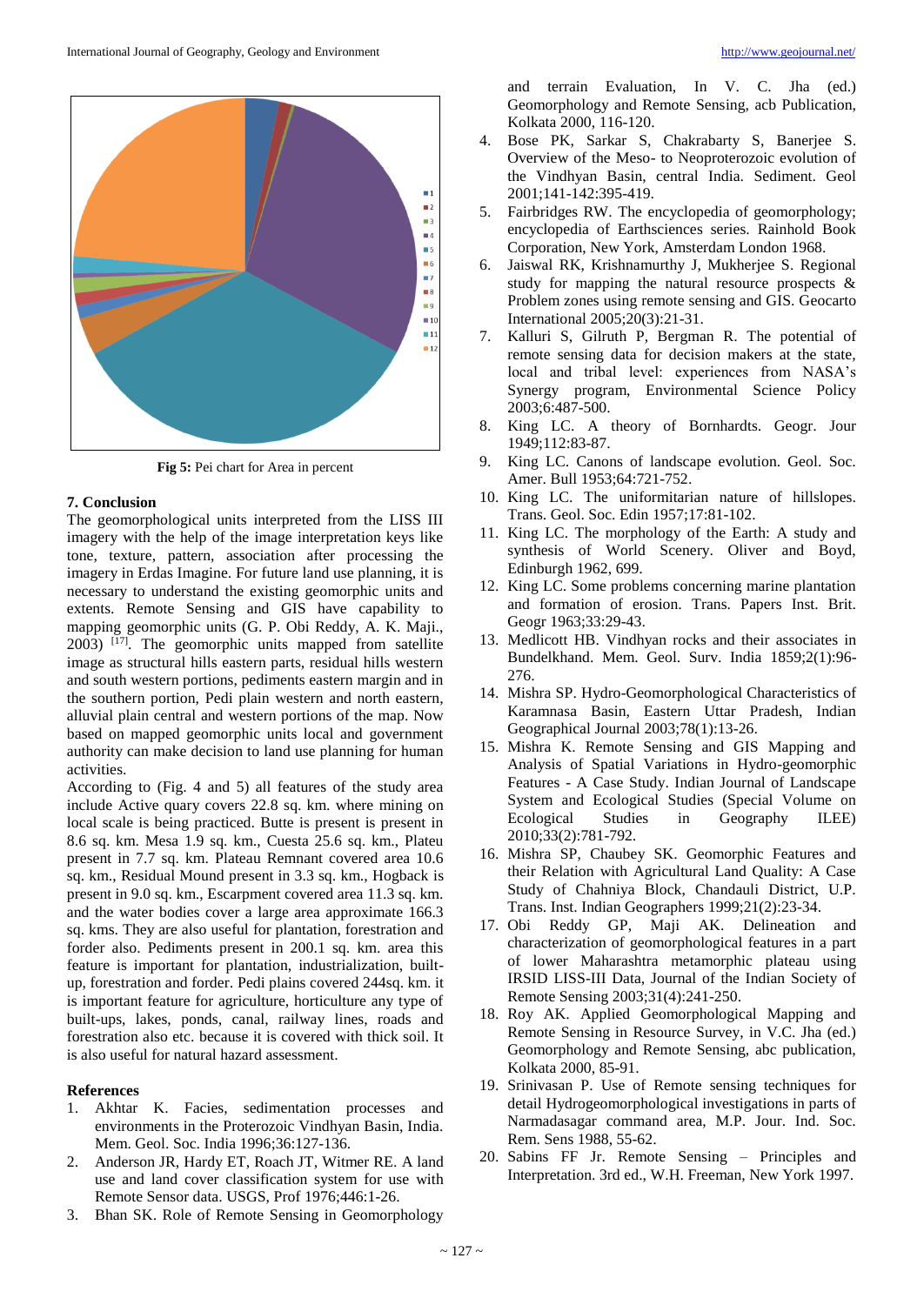1
2
3
4
5
6
7
8
9
10
11
12

**Fig 5:** Pei chart for Area in percent

## 7. Conclusion

The geomorphological units interpreted from the LISS III imagery with the help of the image interpretation keys like tone, texture, pattern, association after processing the imagery in Erdas Imagine. For future land use planning, it is necessary to understand the existing geomorphic units and extents. Remote Sensing and GIS have capability to mapping geomorphic units (G. P. Obi Reddy, A. K. Maji., 2003) [17]. The geomorphic units mapped from satellite image as structural hills eastern parts, residual hills western and south western portions, pediments eastern margin and in the southern portion, Pedi plain western and north eastern, alluvial plain central and western portions of the map. Now based on mapped geomorphic units local and government authority can make decision to land use planning for human activities.

According to (Fig. 4 and 5) all features of the study area include Active quary covers 22.8 sq. km. where mining on local scale is being practiced. Butte is present is present in 8.6 sq. km. Mesa 1.9 sq. km., Cuesta 25.6 sq. km., Plateu present in 7.7 sq. km. Plateau Remnant covered area 10.6 sq. km., Residual Mound present in 3.3 sq. km., Hogback is present in 9.0 sq. km., Escarpment covered area 11.3 sq. km. and the water bodies cover a large area approximate 166.3 sq. kms. They are also useful for plantation, forestration and forder also. Pediments present in 200.1 sq. km. area this feature is important for plantation, industrialization, built-up, forestration and forder. Pedi plains covered 244sq. km. it is important feature for agriculture, horticulture any type of built-ups, lakes, ponds, canal, railway lines, roads and forestration also etc. because it is covered with thick soil. It is also useful for natural hazard assessment.

## References

1. Akhtar K. Facies, sedimentation processes and environments in the Proterozoic Vindhyan Basin, India. Mem. Geol. Soc. India 1996;36:127-136.
2. Anderson JR, Hardy ET, Roach JT, Witmer RE. A land use and land cover classification system for use with Remote Sensor data. USGS, Prof 1976;446:1-26.
3. Bhan SK. Role of Remote Sensing in Geomorphology and terrain Evaluation, In V. C. Jha (ed.) Geomorphology and Remote Sensing, acb Publication, Kolkata 2000, 116-120.
4. Bose PK, Sarkar S, Chakrabarty S, Banerjee S. Overview of the Meso- to Neoproterozoic evolution of the Vindhyan Basin, central India. Sediment. Geol 2001;141-142:395-419.
5. Fairbridges RW. The encyclopedia of geomorphology; encyclopedia of Earthsciences series. Rainhold Book Corporation, New York, Amsterdam London 1968.
6. Jaiswal RK, Krishnamurthy J, Mukherjee S. Regional study for mapping the natural resource prospects & Problem zones using remote sensing and GIS. Geocarto International 2005;20(3):21-31.
7. Kalluri S, Gilruth P, Bergman R. The potential of remote sensing data for decision makers at the state, local and tribal level: experiences from NASA's Synergy program, Environmental Science Policy 2003;6:487-500.
8. King LC. A theory of Bornhardts. Geogr. Jour 1949;112:83-87.
9. King LC. Canons of landscape evolution. Geol. Soc. Amer. Bull 1953;64:721-752.
10. King LC. The uniformitarian nature of hillslopes. Trans. Geol. Soc. Edin 1957;17:81-102.
11. King LC. The morphology of the Earth: A study and synthesis of World Scenery. Oliver and Boyd, Edinburgh 1962, 699.
12. King LC. Some problems concerning marine plantation and formation of erosion. Trans. Papers Inst. Brit. Geogr 1963;33:29-43.
13. Medlicott HB. Vindhyan rocks and their associates in Bundelkhand. Mem. Geol. Surv. India 1859;2(1):96-276.
14. Mishra SP. Hydro-Geomorphological Characteristics of Karamnasa Basin, Eastern Uttar Pradesh, Indian Geographical Journal 2003;78(1):13-26.
15. Mishra K. Remote Sensing and GIS Mapping and Analysis of Spatial Variations in Hydro-geomorphic Features - A Case Study. Indian Journal of Landscape System and Ecological Studies (Special Volume on Ecological Studies in Geography ILEE) 2010;33(2):781-792.
16. Mishra SP, Chaubey SK. Geomorphic Features and their Relation with Agricultural Land Quality: A Case Study of Chahniya Block, Chandauli District, U.P. Trans. Inst. Indian Geographers 1999;21(2):23-34.
17. Obi Reddy GP, Maji AK. Delineation and characterization of geomorphological features in a part of lower Maharashtra metamorphic plateau using IRSID LISS-III Data, Journal of the Indian Society of Remote Sensing 2003;31(4):241-250.
18. Roy AK. Applied Geomorphological Mapping and Remote Sensing in Resource Survey, in V.C. Jha (ed.) Geomorphology and Remote Sensing, abc publication, Kolkata 2000, 85-91.
19. Srinivasan P. Use of Remote sensing techniques for detail Hydrogeomorphological investigations in parts of Narmadasagar command area, M.P. Jour. Ind. Soc. Rem. Sens 1988, 55-62.
20. Sabins FF Jr. Remote Sensing – Principles and Interpretation. 3rd ed., W.H. Freeman, New York 1997.